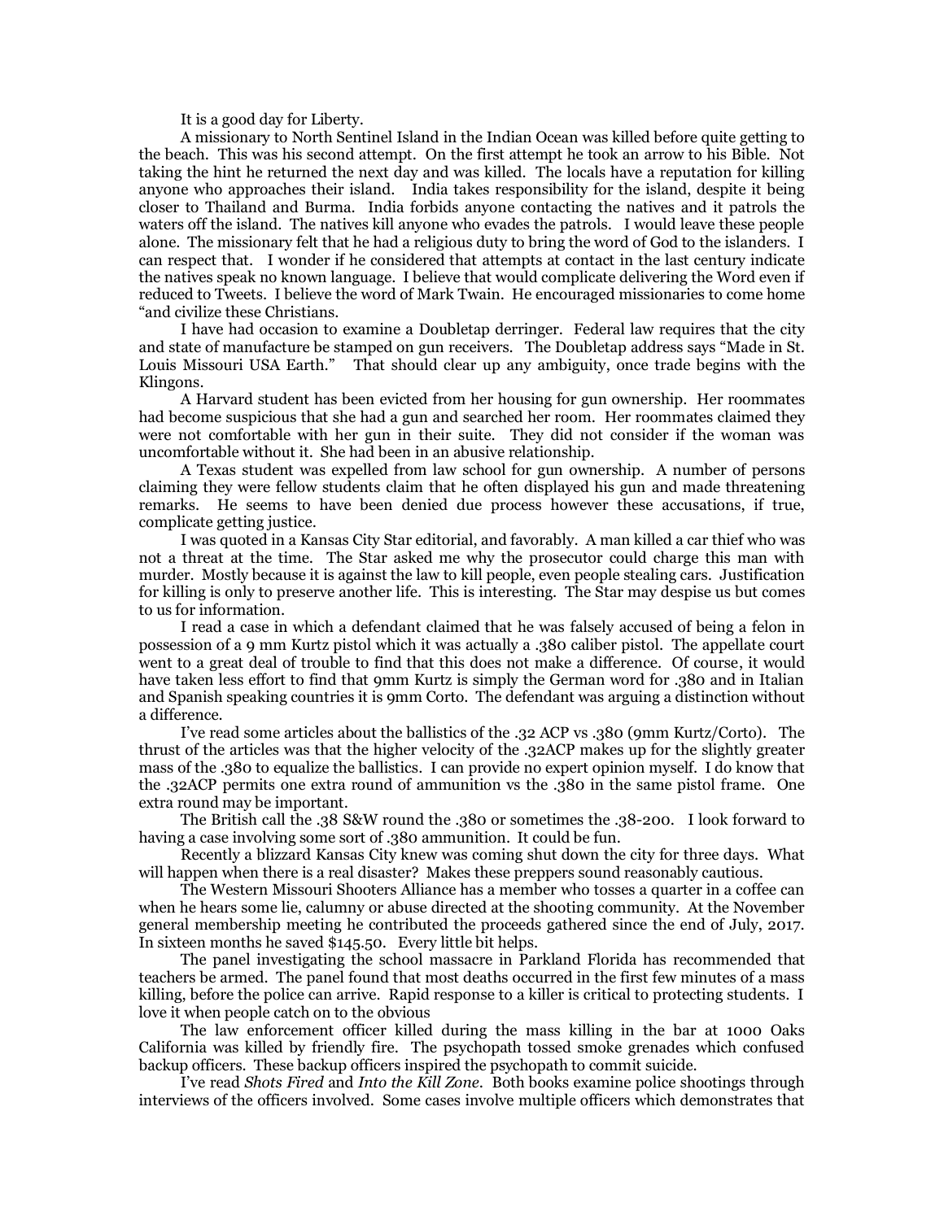It is a good day for Liberty.

A missionary to North Sentinel Island in the Indian Ocean was killed before quite getting to the beach. This was his second attempt. On the first attempt he took an arrow to his Bible. Not taking the hint he returned the next day and was killed. The locals have a reputation for killing anyone who approaches their island. India takes responsibility for the island, despite it being closer to Thailand and Burma. India forbids anyone contacting the natives and it patrols the waters off the island. The natives kill anyone who evades the patrols. I would leave these people alone. The missionary felt that he had a religious duty to bring the word of God to the islanders. I can respect that. I wonder if he considered that attempts at contact in the last century indicate the natives speak no known language. I believe that would complicate delivering the Word even if reduced to Tweets. I believe the word of Mark Twain. He encouraged missionaries to come home "and civilize these Christians.

I have had occasion to examine a Doubletap derringer. Federal law requires that the city and state of manufacture be stamped on gun receivers. The Doubletap address says "Made in St. Louis Missouri USA Earth." That should clear up any ambiguity, once trade begins with the Klingons.

A Harvard student has been evicted from her housing for gun ownership. Her roommates had become suspicious that she had a gun and searched her room. Her roommates claimed they were not comfortable with her gun in their suite. They did not consider if the woman was uncomfortable without it. She had been in an abusive relationship.

A Texas student was expelled from law school for gun ownership. A number of persons claiming they were fellow students claim that he often displayed his gun and made threatening remarks. He seems to have been denied due process however these accusations, if true, complicate getting justice.

I was quoted in a Kansas City Star editorial, and favorably. A man killed a car thief who was not a threat at the time. The Star asked me why the prosecutor could charge this man with murder. Mostly because it is against the law to kill people, even people stealing cars. Justification for killing is only to preserve another life. This is interesting. The Star may despise us but comes to us for information.

I read a case in which a defendant claimed that he was falsely accused of being a felon in possession of a 9 mm Kurtz pistol which it was actually a .380 caliber pistol. The appellate court went to a great deal of trouble to find that this does not make a difference. Of course, it would have taken less effort to find that 9mm Kurtz is simply the German word for .380 and in Italian and Spanish speaking countries it is 9mm Corto. The defendant was arguing a distinction without a difference.

I've read some articles about the ballistics of the .32 ACP vs .380 (9mm Kurtz/Corto). The thrust of the articles was that the higher velocity of the .32ACP makes up for the slightly greater mass of the .380 to equalize the ballistics. I can provide no expert opinion myself. I do know that the .32ACP permits one extra round of ammunition vs the .380 in the same pistol frame. One extra round may be important.

The British call the .38 S&W round the .380 or sometimes the .38-200. I look forward to having a case involving some sort of .380 ammunition. It could be fun.

Recently a blizzard Kansas City knew was coming shut down the city for three days. What will happen when there is a real disaster? Makes these preppers sound reasonably cautious.

The Western Missouri Shooters Alliance has a member who tosses a quarter in a coffee can when he hears some lie, calumny or abuse directed at the shooting community. At the November general membership meeting he contributed the proceeds gathered since the end of July, 2017. In sixteen months he saved $145.50. Every little bit helps.

The panel investigating the school massacre in Parkland Florida has recommended that teachers be armed. The panel found that most deaths occurred in the first few minutes of a mass killing, before the police can arrive. Rapid response to a killer is critical to protecting students. I love it when people catch on to the obvious

The law enforcement officer killed during the mass killing in the bar at 1000 Oaks California was killed by friendly fire. The psychopath tossed smoke grenades which confused backup officers. These backup officers inspired the psychopath to commit suicide.

I've read *Shots Fired* and *Into the Kill Zone*. Both books examine police shootings through interviews of the officers involved. Some cases involve multiple officers which demonstrates that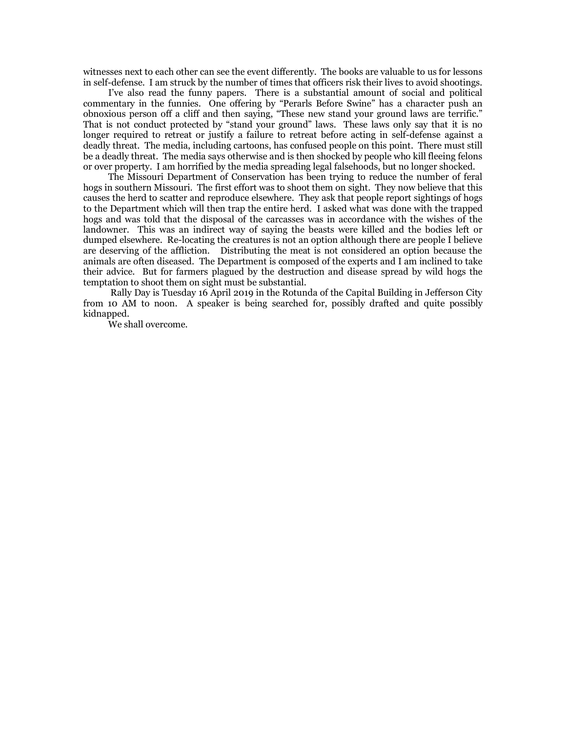witnesses next to each other can see the event differently. The books are valuable to us for lessons in self-defense. I am struck by the number of times that officers risk their lives to avoid shootings.

I've also read the funny papers. There is a substantial amount of social and political commentary in the funnies. One offering by "Perarls Before Swine" has a character push an obnoxious person off a cliff and then saying, "These new stand your ground laws are terrific." That is not conduct protected by "stand your ground" laws. These laws only say that it is no longer required to retreat or justify a failure to retreat before acting in self-defense against a deadly threat. The media, including cartoons, has confused people on this point. There must still be a deadly threat. The media says otherwise and is then shocked by people who kill fleeing felons or over property. I am horrified by the media spreading legal falsehoods, but no longer shocked.

The Missouri Department of Conservation has been trying to reduce the number of feral hogs in southern Missouri. The first effort was to shoot them on sight. They now believe that this causes the herd to scatter and reproduce elsewhere. They ask that people report sightings of hogs to the Department which will then trap the entire herd. I asked what was done with the trapped hogs and was told that the disposal of the carcasses was in accordance with the wishes of the landowner. This was an indirect way of saying the beasts were killed and the bodies left or dumped elsewhere. Re-locating the creatures is not an option although there are people I believe are deserving of the affliction. Distributing the meat is not considered an option because the animals are often diseased. The Department is composed of the experts and I am inclined to take their advice. But for farmers plagued by the destruction and disease spread by wild hogs the temptation to shoot them on sight must be substantial.

Rally Day is Tuesday 16 April 2019 in the Rotunda of the Capital Building in Jefferson City from 10 AM to noon. A speaker is being searched for, possibly drafted and quite possibly kidnapped.

We shall overcome.